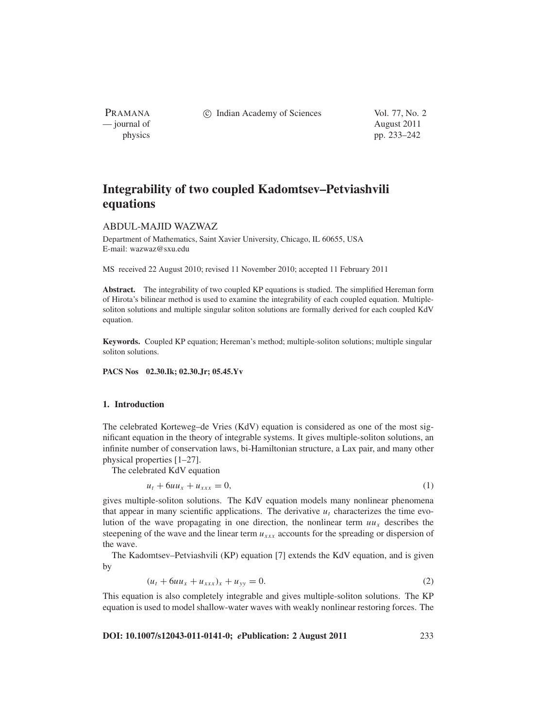# Integrability of two coupled Kadomtsev–Petviashvili equations

ABDUL-MAJID WAZWAZ

Department of Mathematics, Saint Xavier University, Chicago, IL 60655, USA
E-mail: wazwaz@sxu.edu

MS received 22 August 2010; revised 11 November 2010; accepted 11 February 2011

**Abstract.** The integrability of two coupled KP equations is studied. The simplified Hereman form of Hirota's bilinear method is used to examine the integrability of each coupled equation. Multiple-soliton solutions and multiple singular soliton solutions are formally derived for each coupled KdV equation.

**Keywords.** Coupled KP equation; Hereman's method; multiple-soliton solutions; multiple singular soliton solutions.

**PACS Nos** 02.30.Ik; 02.30.Jr; 05.45.Yv

## 1. Introduction

The celebrated Korteweg–de Vries (KdV) equation is considered as one of the most significant equation in the theory of integrable systems. It gives multiple-soliton solutions, an infinite number of conservation laws, bi-Hamiltonian structure, a Lax pair, and many other physical properties [1–27].

The celebrated KdV equation

$$u_t + 6uu_x + u_{xxx} = 0, \tag{1}$$

gives multiple-soliton solutions. The KdV equation models many nonlinear phenomena that appear in many scientific applications. The derivative $u_t$ characterizes the time evolution of the wave propagating in one direction, the nonlinear term $uu_x$ describes the steepening of the wave and the linear term $u_{xxx}$ accounts for the spreading or dispersion of the wave.

The Kadomtsev–Petviashvili (KP) equation [7] extends the KdV equation, and is given by

$$(u_t + 6uu_x + u_{xxx})_x + u_{yy} = 0. \tag{2}$$

This equation is also completely integrable and gives multiple-soliton solutions. The KP equation is used to model shallow-water waves with weakly nonlinear restoring forces. The

**DOI: 10.1007/s12043-011-0141-0; *e*Publication: 2 August 2011**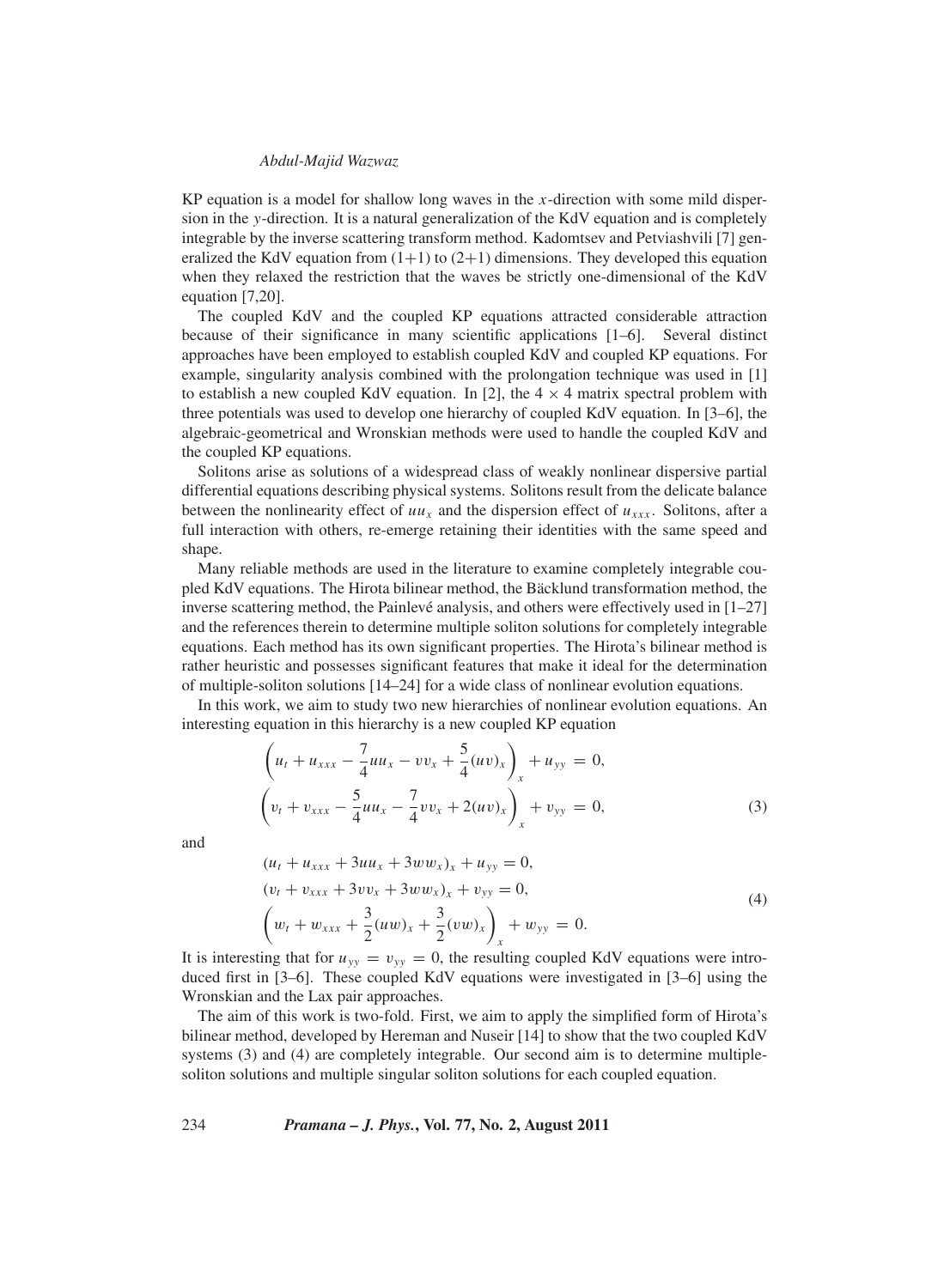KP equation is a model for shallow long waves in the $x$-direction with some mild dispersion in the $y$-direction. It is a natural generalization of the KdV equation and is completely integrable by the inverse scattering transform method. Kadomtsev and Petviashvili [7] generalized the KdV equation from (1+1) to (2+1) dimensions. They developed this equation when they relaxed the restriction that the waves be strictly one-dimensional of the KdV equation [7,20].

The coupled KdV and the coupled KP equations attracted considerable attraction because of their significance in many scientific applications [1–6]. Several distinct approaches have been employed to establish coupled KdV and coupled KP equations. For example, singularity analysis combined with the prolongation technique was used in [1] to establish a new coupled KdV equation. In [2], the $4 \times 4$ matrix spectral problem with three potentials was used to develop one hierarchy of coupled KdV equation. In [3–6], the algebraic-geometrical and Wronskian methods were used to handle the coupled KdV and the coupled KP equations.

Solitons arise as solutions of a widespread class of weakly nonlinear dispersive partial differential equations describing physical systems. Solitons result from the delicate balance between the nonlinearity effect of $uu_x$ and the dispersion effect of $u_{xxx}$. Solitons, after a full interaction with others, re-emerge retaining their identities with the same speed and shape.

Many reliable methods are used in the literature to examine completely integrable coupled KdV equations. The Hirota bilinear method, the Bäcklund transformation method, the inverse scattering method, the Painlevé analysis, and others were effectively used in [1–27] and the references therein to determine multiple soliton solutions for completely integrable equations. Each method has its own significant properties. The Hirota's bilinear method is rather heuristic and possesses significant features that make it ideal for the determination of multiple-soliton solutions [14–24] for a wide class of nonlinear evolution equations.

In this work, we aim to study two new hierarchies of nonlinear evolution equations. An interesting equation in this hierarchy is a new coupled KP equation

$$
\begin{aligned}
\left(u_t + u_{xxx} - \frac{7}{4}uu_x - vv_x + \frac{5}{4}(uv)_x\right)_x + u_{yy} &= 0, \\
\left(v_t + v_{xxx} - \frac{5}{4}uu_x - \frac{7}{4}vv_x + 2(uv)_x\right)_x + v_{yy} &= 0,
\end{aligned}
\tag{3}
$$

and

$$
\begin{aligned}
&(u_t + u_{xxx} + 3uu_x + 3ww_x)_x + u_{yy} = 0, \\
&(v_t + v_{xxx} + 3vv_x + 3ww_x)_x + v_{yy} = 0, \\
&\left(w_t + w_{xxx} + \frac{3}{2}(uw)_x + \frac{3}{2}(vw)_x\right)_x + w_{yy} = 0.
\end{aligned}
\tag{4}
$$

It is interesting that for $u_{yy} = v_{yy} = 0$, the resulting coupled KdV equations were introduced first in [3–6]. These coupled KdV equations were investigated in [3–6] using the Wronskian and the Lax pair approaches.

The aim of this work is two-fold. First, we aim to apply the simplified form of Hirota's bilinear method, developed by Hereman and Nuseir [14] to show that the two coupled KdV systems (3) and (4) are completely integrable. Our second aim is to determine multiple-soliton solutions and multiple singular soliton solutions for each coupled equation.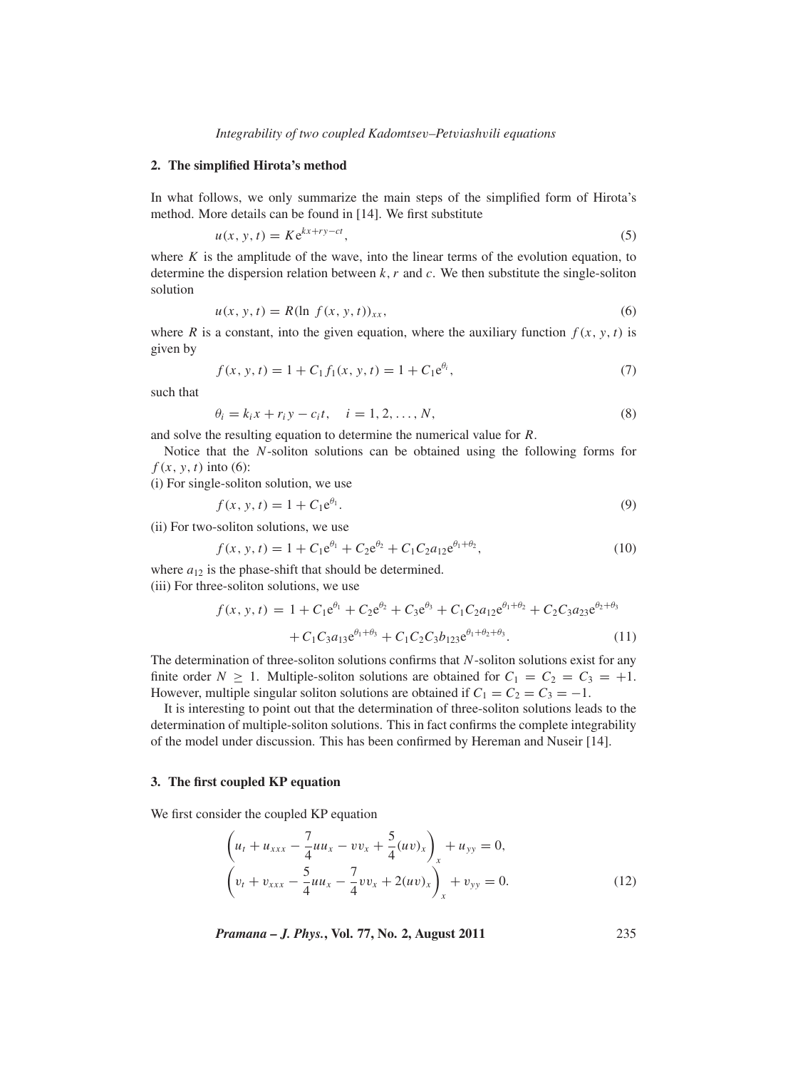## 2. The simplified Hirota's method

In what follows, we only summarize the main steps of the simplified form of Hirota's method. More details can be found in [14]. We first substitute

$$u(x, y, t) = K e^{kx+ry-ct}, \tag{5}$$

where $K$ is the amplitude of the wave, into the linear terms of the evolution equation, to determine the dispersion relation between $k$, $r$ and $c$. We then substitute the single-soliton solution

$$u(x, y, t) = R(\ln f(x, y, t))_{xx}, \tag{6}$$

where $R$ is a constant, into the given equation, where the auxiliary function $f(x, y, t)$ is given by

$$f(x, y, t) = 1 + C_1 f_1(x, y, t) = 1 + C_1 e^{\theta_i}, \tag{7}$$

such that

$$\theta_i = k_i x + r_i y - c_i t, \quad i = 1, 2, \ldots, N, \tag{8}$$

and solve the resulting equation to determine the numerical value for $R$.

Notice that the $N$-soliton solutions can be obtained using the following forms for $f(x, y, t)$ into (6):

(i) For single-soliton solution, we use

$$f(x, y, t) = 1 + C_1 e^{\theta_1}. \tag{9}$$

(ii) For two-soliton solutions, we use

$$f(x, y, t) = 1 + C_1 e^{\theta_1} + C_2 e^{\theta_2} + C_1 C_2 a_{12} e^{\theta_1+\theta_2}, \tag{10}$$

where $a_{12}$ is the phase-shift that should be determined.

(iii) For three-soliton solutions, we use

$$\begin{aligned} f(x, y, t) = \; & 1 + C_1 e^{\theta_1} + C_2 e^{\theta_2} + C_3 e^{\theta_3} + C_1 C_2 a_{12} e^{\theta_1+\theta_2} + C_2 C_3 a_{23} e^{\theta_2+\theta_3} \\ & + C_1 C_3 a_{13} e^{\theta_1+\theta_3} + C_1 C_2 C_3 b_{123} e^{\theta_1+\theta_2+\theta_3}. \end{aligned} \tag{11}$$

The determination of three-soliton solutions confirms that $N$-soliton solutions exist for any finite order $N \geq 1$. Multiple-soliton solutions are obtained for $C_1 = C_2 = C_3 = +1$. However, multiple singular soliton solutions are obtained if $C_1 = C_2 = C_3 = -1$.

It is interesting to point out that the determination of three-soliton solutions leads to the determination of multiple-soliton solutions. This in fact confirms the complete integrability of the model under discussion. This has been confirmed by Hereman and Nuseir [14].

## 3. The first coupled KP equation

We first consider the coupled KP equation

$$\begin{aligned} &\left(u_t + u_{xxx} - \frac{7}{4} u u_x - v v_x + \frac{5}{4}(uv)_x\right)_x + u_{yy} = 0, \\ &\left(v_t + v_{xxx} - \frac{5}{4} u u_x - \frac{7}{4} v v_x + 2(uv)_x\right)_x + v_{yy} = 0. \end{aligned} \tag{12}$$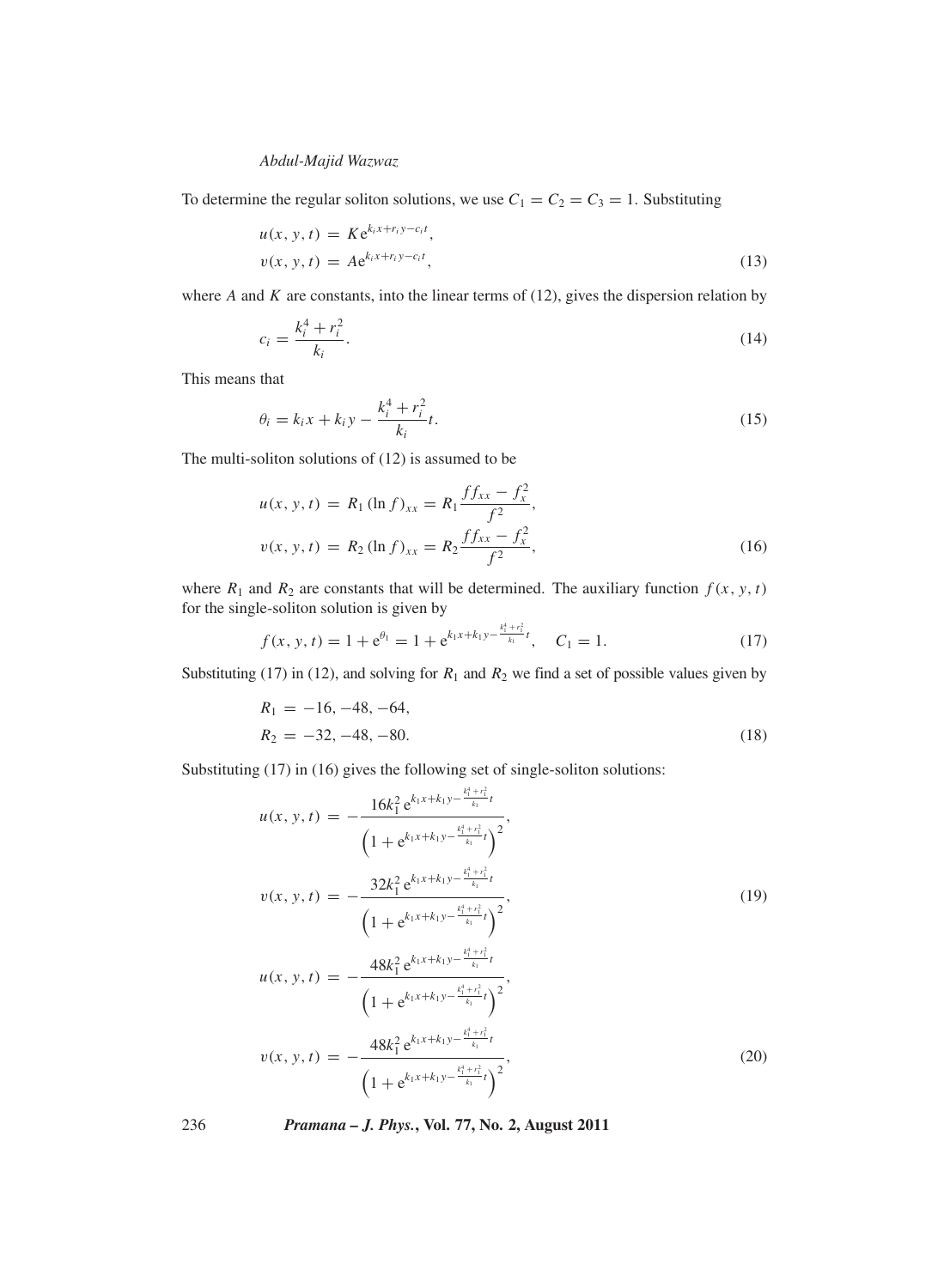To determine the regular soliton solutions, we use $C_1 = C_2 = C_3 = 1$. Substituting

$$
\begin{aligned}
u(x, y, t) &= K e^{k_i x + r_i y - c_i t}, \\
v(x, y, t) &= A e^{k_i x + r_i y - c_i t},
\end{aligned}
\tag{13}
$$

where $A$ and $K$ are constants, into the linear terms of (12), gives the dispersion relation by

$$
c_i = \frac{k_i^4 + r_i^2}{k_i}. \tag{14}
$$

This means that

$$
\theta_i = k_i x + k_i y - \frac{k_i^4 + r_i^2}{k_i} t. \tag{15}
$$

The multi-soliton solutions of (12) is assumed to be

$$
\begin{aligned}
u(x, y, t) &= R_1 (\ln f)_{xx} = R_1 \frac{f f_{xx} - f_x^2}{f^2}, \\
v(x, y, t) &= R_2 (\ln f)_{xx} = R_2 \frac{f f_{xx} - f_x^2}{f^2},
\end{aligned}
\tag{16}
$$

where $R_1$ and $R_2$ are constants that will be determined. The auxiliary function $f(x, y, t)$ for the single-soliton solution is given by

$$
f(x, y, t) = 1 + e^{\theta_1} = 1 + e^{k_1 x + k_1 y - \frac{k_1^4 + r_1^2}{k_1} t}, \quad C_1 = 1. \tag{17}
$$

Substituting (17) in (12), and solving for $R_1$ and $R_2$ we find a set of possible values given by

$$
\begin{aligned}
R_1 &= -16, -48, -64, \\
R_2 &= -32, -48, -80.
\end{aligned}
\tag{18}
$$

Substituting (17) in (16) gives the following set of single-soliton solutions:

$$
\begin{aligned}
u(x, y, t) &= -\frac{16 k_1^2 e^{k_1 x + k_1 y - \frac{k_1^4 + r_1^2}{k_1} t}}{\left(1 + e^{k_1 x + k_1 y - \frac{k_1^4 + r_1^2}{k_1} t}\right)^2}, \\
v(x, y, t) &= -\frac{32 k_1^2 e^{k_1 x + k_1 y - \frac{k_1^4 + r_1^2}{k_1} t}}{\left(1 + e^{k_1 x + k_1 y - \frac{k_1^4 + r_1^2}{k_1} t}\right)^2},
\end{aligned}
\tag{19}
$$

$$
\begin{aligned}
u(x, y, t) &= -\frac{48 k_1^2 e^{k_1 x + k_1 y - \frac{k_1^4 + r_1^2}{k_1} t}}{\left(1 + e^{k_1 x + k_1 y - \frac{k_1^4 + r_1^2}{k_1} t}\right)^2}, \\
v(x, y, t) &= -\frac{48 k_1^2 e^{k_1 x + k_1 y - \frac{k_1^4 + r_1^2}{k_1} t}}{\left(1 + e^{k_1 x + k_1 y - \frac{k_1^4 + r_1^2}{k_1} t}\right)^2},
\end{aligned}
\tag{20}
$$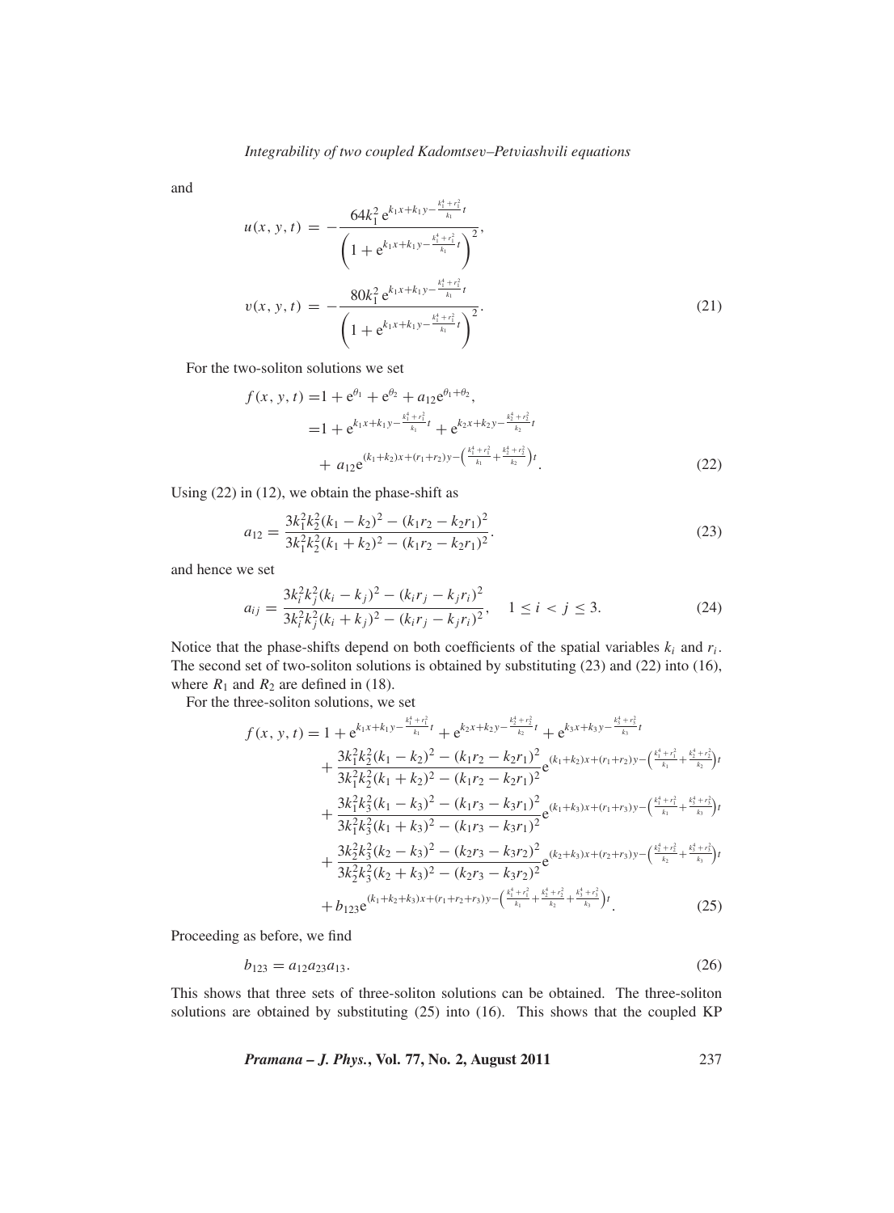and

$$u(x, y, t) = -\frac{64k_1^2\, \mathrm{e}^{k_1 x + k_1 y - \frac{k_1^4 + r_1^2}{k_1} t}}{\left(1 + \mathrm{e}^{k_1 x + k_1 y - \frac{k_1^4 + r_1^2}{k_1} t}\right)^2},$$

$$v(x, y, t) = -\frac{80k_1^2\, \mathrm{e}^{k_1 x + k_1 y - \frac{k_1^4 + r_1^2}{k_1} t}}{\left(1 + \mathrm{e}^{k_1 x + k_1 y - \frac{k_1^4 + r_1^2}{k_1} t}\right)^2}. \tag{21}$$

For the two-soliton solutions we set

$$\begin{aligned} f(x, y, t) =& 1 + \mathrm{e}^{\theta_1} + \mathrm{e}^{\theta_2} + a_{12}\mathrm{e}^{\theta_1 + \theta_2}, \\ =& 1 + \mathrm{e}^{k_1 x + k_1 y - \frac{k_1^4 + r_1^2}{k_1} t} + \mathrm{e}^{k_2 x + k_2 y - \frac{k_2^4 + r_2^2}{k_2} t} \\ &+ a_{12}\mathrm{e}^{(k_1 + k_2)x + (r_1 + r_2)y - \left(\frac{k_1^4 + r_1^2}{k_1} + \frac{k_2^4 + r_2^2}{k_2}\right)t}. \end{aligned} \tag{22}$$

Using (22) in (12), we obtain the phase-shift as

$$a_{12} = \frac{3k_1^2 k_2^2 (k_1 - k_2)^2 - (k_1 r_2 - k_2 r_1)^2}{3k_1^2 k_2^2 (k_1 + k_2)^2 - (k_1 r_2 - k_2 r_1)^2}. \tag{23}$$

and hence we set

$$a_{ij} = \frac{3k_i^2 k_j^2 (k_i - k_j)^2 - (k_i r_j - k_j r_i)^2}{3k_i^2 k_j^2 (k_i + k_j)^2 - (k_i r_j - k_j r_i)^2}, \quad 1 \le i < j \le 3. \tag{24}$$

Notice that the phase-shifts depend on both coefficients of the spatial variables $k_i$ and $r_i$. The second set of two-soliton solutions is obtained by substituting (23) and (22) into (16), where $R_1$ and $R_2$ are defined in (18).

For the three-soliton solutions, we set

$$\begin{aligned} f(x, y, t) =& 1 + \mathrm{e}^{k_1 x + k_1 y - \frac{k_1^4 + r_1^2}{k_1} t} + \mathrm{e}^{k_2 x + k_2 y - \frac{k_2^4 + r_2^2}{k_2} t} + \mathrm{e}^{k_3 x + k_3 y - \frac{k_3^4 + r_3^2}{k_3} t} \\ &+ \frac{3k_1^2 k_2^2 (k_1 - k_2)^2 - (k_1 r_2 - k_2 r_1)^2}{3k_1^2 k_2^2 (k_1 + k_2)^2 - (k_1 r_2 - k_2 r_1)^2} \mathrm{e}^{(k_1 + k_2)x + (r_1 + r_2)y - \left(\frac{k_1^4 + r_1^2}{k_1} + \frac{k_2^4 + r_2^2}{k_2}\right)t} \\ &+ \frac{3k_1^2 k_3^2 (k_1 - k_3)^2 - (k_1 r_3 - k_3 r_1)^2}{3k_1^2 k_3^2 (k_1 + k_3)^2 - (k_1 r_3 - k_3 r_1)^2} \mathrm{e}^{(k_1 + k_3)x + (r_1 + r_3)y - \left(\frac{k_1^4 + r_1^2}{k_1} + \frac{k_3^4 + r_3^2}{k_3}\right)t} \\ &+ \frac{3k_2^2 k_3^2 (k_2 - k_3)^2 - (k_2 r_3 - k_3 r_2)^2}{3k_2^2 k_3^2 (k_2 + k_3)^2 - (k_2 r_3 - k_3 r_2)^2} \mathrm{e}^{(k_2 + k_3)x + (r_2 + r_3)y - \left(\frac{k_2^4 + r_2^2}{k_2} + \frac{k_3^4 + r_3^2}{k_3}\right)t} \\ &+ b_{123}\mathrm{e}^{(k_1 + k_2 + k_3)x + (r_1 + r_2 + r_3)y - \left(\frac{k_1^4 + r_1^2}{k_1} + \frac{k_2^4 + r_2^2}{k_2} + \frac{k_3^4 + r_3^2}{k_3}\right)t}. \end{aligned} \tag{25}$$

Proceeding as before, we find

$$b_{123} = a_{12} a_{23} a_{13}. \tag{26}$$

This shows that three sets of three-soliton solutions can be obtained. The three-soliton solutions are obtained by substituting (25) into (16). This shows that the coupled KP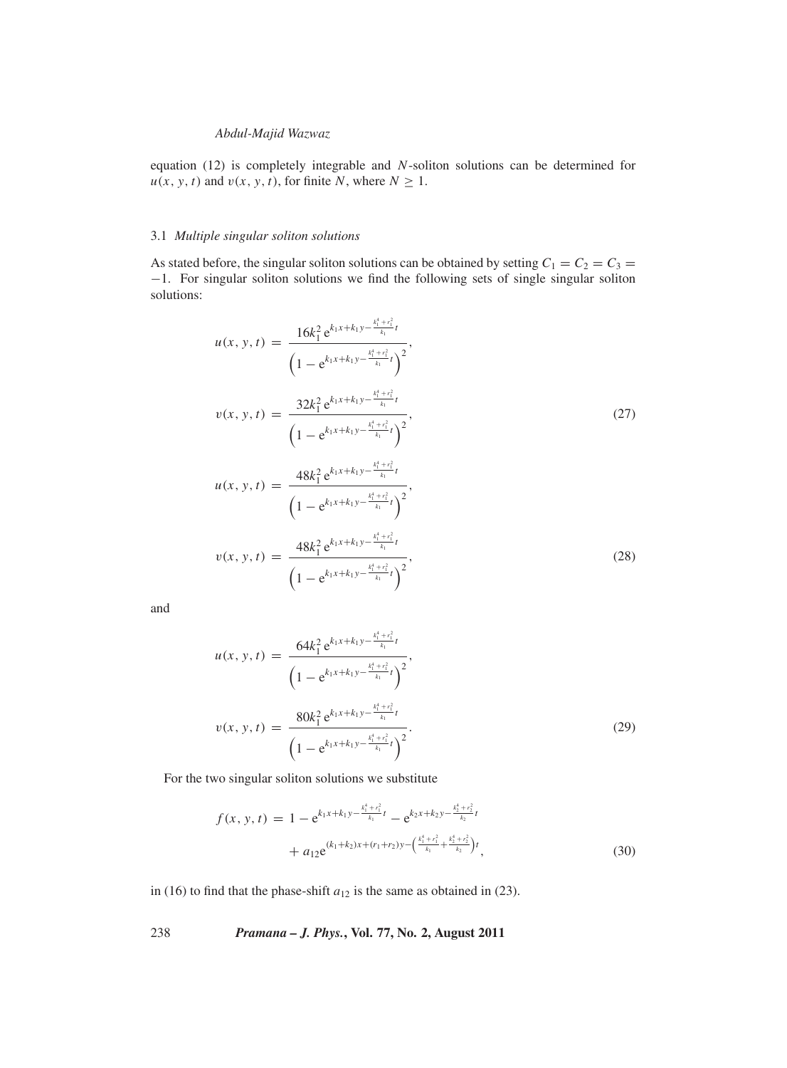equation (12) is completely integrable and $N$-soliton solutions can be determined for $u(x, y, t)$ and $v(x, y, t)$, for finite $N$, where $N \geq 1$.

### 3.1 *Multiple singular soliton solutions*

As stated before, the singular soliton solutions can be obtained by setting $C_1 = C_2 = C_3 = -1$. For singular soliton solutions we find the following sets of single singular soliton solutions:

$$u(x, y, t) = \frac{16k_1^2 \, \mathrm{e}^{k_1 x + k_1 y - \frac{k_1^4 + r_1^2}{k_1} t}}{\left(1 - \mathrm{e}^{k_1 x + k_1 y - \frac{k_1^4 + r_1^2}{k_1} t}\right)^2},$$

$$v(x, y, t) = \frac{32k_1^2 \, \mathrm{e}^{k_1 x + k_1 y - \frac{k_1^4 + r_1^2}{k_1} t}}{\left(1 - \mathrm{e}^{k_1 x + k_1 y - \frac{k_1^4 + r_1^2}{k_1} t}\right)^2}, \tag{27}$$

$$u(x, y, t) = \frac{48k_1^2 \, \mathrm{e}^{k_1 x + k_1 y - \frac{k_1^4 + r_1^2}{k_1} t}}{\left(1 - \mathrm{e}^{k_1 x + k_1 y - \frac{k_1^4 + r_1^2}{k_1} t}\right)^2},$$

$$v(x, y, t) = \frac{48k_1^2 \, \mathrm{e}^{k_1 x + k_1 y - \frac{k_1^4 + r_1^2}{k_1} t}}{\left(1 - \mathrm{e}^{k_1 x + k_1 y - \frac{k_1^4 + r_1^2}{k_1} t}\right)^2}, \tag{28}$$

and

$$u(x, y, t) = \frac{64k_1^2 \, \mathrm{e}^{k_1 x + k_1 y - \frac{k_1^4 + r_1^2}{k_1} t}}{\left(1 - \mathrm{e}^{k_1 x + k_1 y - \frac{k_1^4 + r_1^2}{k_1} t}\right)^2},$$

$$v(x, y, t) = \frac{80k_1^2 \, \mathrm{e}^{k_1 x + k_1 y - \frac{k_1^4 + r_1^2}{k_1} t}}{\left(1 - \mathrm{e}^{k_1 x + k_1 y - \frac{k_1^4 + r_1^2}{k_1} t}\right)^2}. \tag{29}$$

For the two singular soliton solutions we substitute

$$f(x, y, t) = 1 - \mathrm{e}^{k_1 x + k_1 y - \frac{k_1^4 + r_1^2}{k_1} t} - \mathrm{e}^{k_2 x + k_2 y - \frac{k_2^4 + r_2^2}{k_2} t} + a_{12} \mathrm{e}^{(k_1 + k_2)x + (r_1 + r_2)y - \left(\frac{k_1^4 + r_1^2}{k_1} + \frac{k_2^4 + r_2^2}{k_2}\right)t}, \tag{30}$$

in (16) to find that the phase-shift $a_{12}$ is the same as obtained in (23).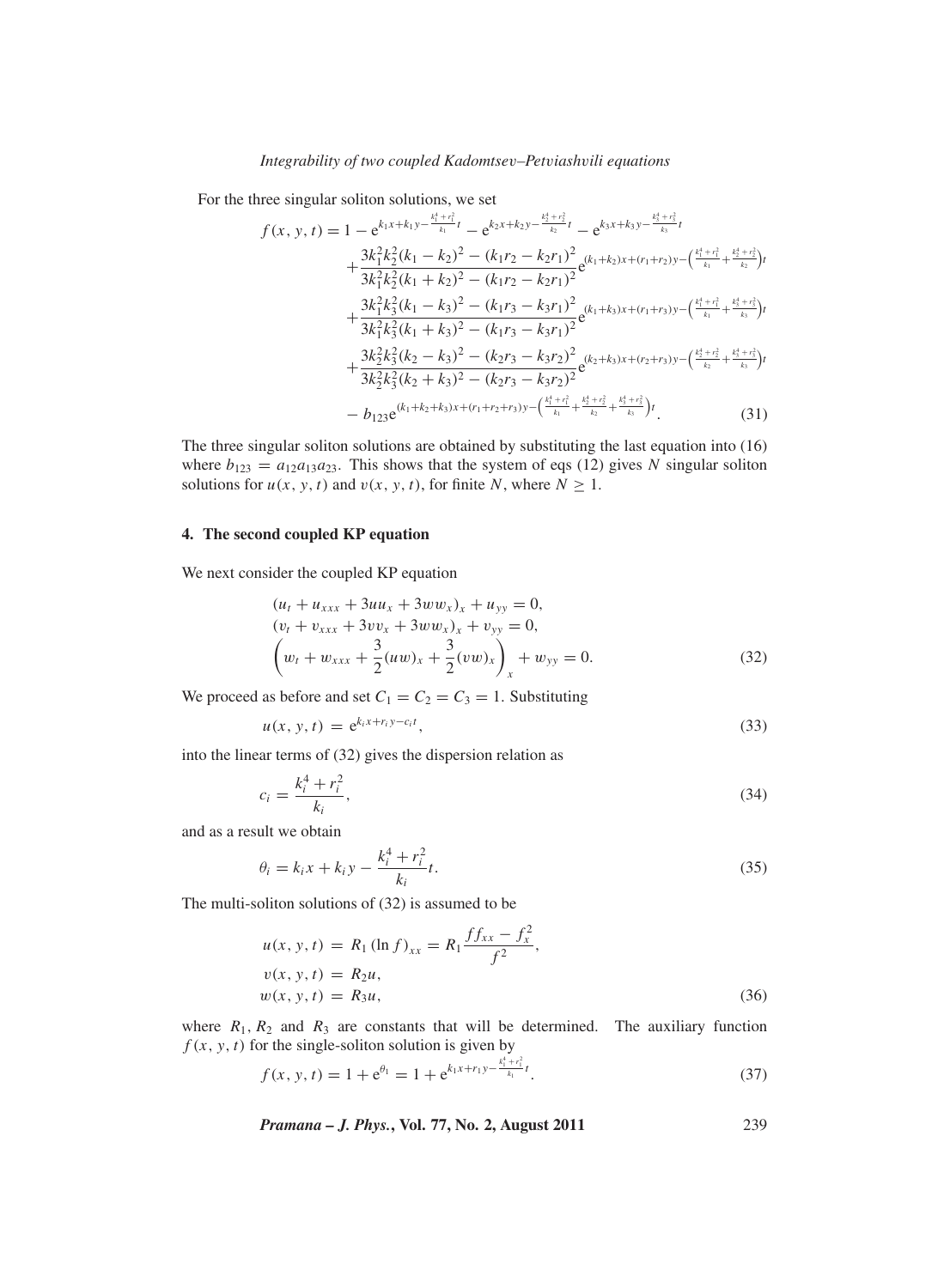For the three singular soliton solutions, we set

$$
\begin{aligned}
f(x,y,t) = {} & 1 - \mathrm{e}^{k_1 x + k_1 y - \frac{k_1^4 + r_1^2}{k_1} t} - \mathrm{e}^{k_2 x + k_2 y - \frac{k_2^4 + r_2^2}{k_2} t} - \mathrm{e}^{k_3 x + k_3 y - \frac{k_3^4 + r_3^2}{k_3} t} \\
& + \frac{3k_1^2 k_2^2 (k_1 - k_2)^2 - (k_1 r_2 - k_2 r_1)^2}{3k_1^2 k_2^2 (k_1 + k_2)^2 - (k_1 r_2 - k_2 r_1)^2} \mathrm{e}^{(k_1 + k_2)x + (r_1 + r_2)y - \left(\frac{k_1^4 + r_1^2}{k_1} + \frac{k_2^4 + r_2^2}{k_2}\right)t} \\
& + \frac{3k_1^2 k_3^2 (k_1 - k_3)^2 - (k_1 r_3 - k_3 r_1)^2}{3k_1^2 k_3^2 (k_1 + k_3)^2 - (k_1 r_3 - k_3 r_1)^2} \mathrm{e}^{(k_1 + k_3)x + (r_1 + r_3)y - \left(\frac{k_1^4 + r_1^2}{k_1} + \frac{k_3^4 + r_3^2}{k_3}\right)t} \\
& + \frac{3k_2^2 k_3^2 (k_2 - k_3)^2 - (k_2 r_3 - k_3 r_2)^2}{3k_2^2 k_3^2 (k_2 + k_3)^2 - (k_2 r_3 - k_3 r_2)^2} \mathrm{e}^{(k_2 + k_3)x + (r_2 + r_3)y - \left(\frac{k_2^4 + r_2^2}{k_2} + \frac{k_3^4 + r_3^2}{k_3}\right)t} \\
& - b_{123} \mathrm{e}^{(k_1 + k_2 + k_3)x + (r_1 + r_2 + r_3)y - \left(\frac{k_1^4 + r_1^2}{k_1} + \frac{k_2^4 + r_2^2}{k_2} + \frac{k_3^4 + r_3^2}{k_3}\right)t}.
\end{aligned}
\tag{31}
$$

The three singular soliton solutions are obtained by substituting the last equation into (16) where $b_{123} = a_{12}a_{13}a_{23}$. This shows that the system of eqs (12) gives $N$ singular soliton solutions for $u(x, y, t)$ and $v(x, y, t)$, for finite $N$, where $N \geq 1$.

## 4. The second coupled KP equation

We next consider the coupled KP equation

$$
\begin{aligned}
& (u_t + u_{xxx} + 3uu_x + 3ww_x)_x + u_{yy} = 0, \\
& (v_t + v_{xxx} + 3vv_x + 3ww_x)_x + v_{yy} = 0, \\
& \left(w_t + w_{xxx} + \frac{3}{2}(uw)_x + \frac{3}{2}(vw)_x\right)_x + w_{yy} = 0.
\end{aligned}
\tag{32}
$$

We proceed as before and set $C_1 = C_2 = C_3 = 1$. Substituting

$$
u(x,y,t) = \mathrm{e}^{k_i x + r_i y - c_i t}, \tag{33}
$$

into the linear terms of (32) gives the dispersion relation as

$$
c_i = \frac{k_i^4 + r_i^2}{k_i}, \tag{34}
$$

and as a result we obtain

$$
\theta_i = k_i x + k_i y - \frac{k_i^4 + r_i^2}{k_i} t. \tag{35}
$$

The multi-soliton solutions of (32) is assumed to be

$$
\begin{aligned}
u(x,y,t) &= R_1 (\ln f)_{xx} = R_1 \frac{f f_{xx} - f_x^2}{f^2}, \\
v(x,y,t) &= R_2 u, \\
w(x,y,t) &= R_3 u,
\end{aligned}
\tag{36}
$$

where $R_1$, $R_2$ and $R_3$ are constants that will be determined. The auxiliary function $f(x, y, t)$ for the single-soliton solution is given by

$$
f(x,y,t) = 1 + \mathrm{e}^{\theta_1} = 1 + \mathrm{e}^{k_1 x + r_1 y - \frac{k_1^4 + r_1^2}{k_1} t}. \tag{37}
$$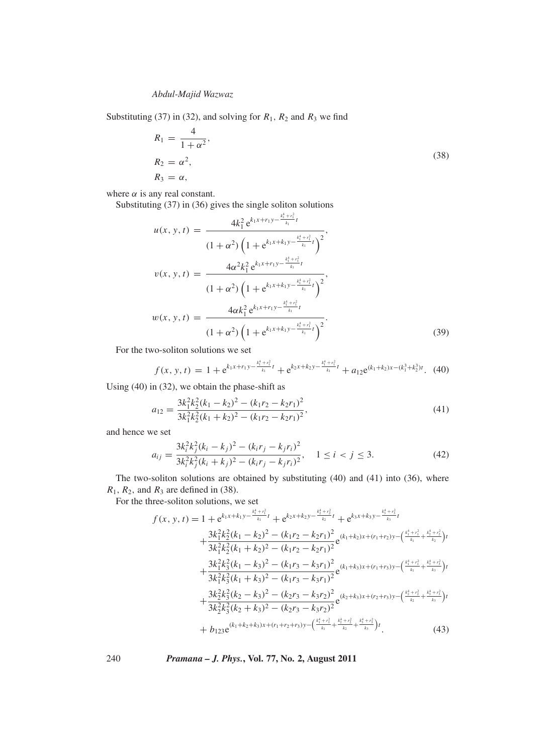Substituting (37) in (32), and solving for $R_1$, $R_2$ and $R_3$ we find

$$
\begin{aligned}
R_1 &= \frac{4}{1+\alpha^2}, \\
R_2 &= \alpha^2, \\
R_3 &= \alpha,
\end{aligned}
\tag{38}
$$

where $\alpha$ is any real constant.

Substituting (37) in (36) gives the single soliton solutions

$$
\begin{aligned}
u(x,y,t) &= \frac{4k_1^2\, \mathrm{e}^{k_1x+r_1y-\frac{k_1^4+r_1^2}{k_1}t}}{(1+\alpha^2)\left(1+\mathrm{e}^{k_1x+k_1y-\frac{k_1^4+r_1^2}{k_1}t}\right)^2}, \\
v(x,y,t) &= \frac{4\alpha^2k_1^2\, \mathrm{e}^{k_1x+r_1y-\frac{k_1^4+r_1^2}{k_1}t}}{(1+\alpha^2)\left(1+\mathrm{e}^{k_1x+k_1y-\frac{k_1^4+r_1^2}{k_1}t}\right)^2}, \\
w(x,y,t) &= \frac{4\alpha k_1^2\, \mathrm{e}^{k_1x+r_1y-\frac{k_1^4+r_1^2}{k_1}t}}{(1+\alpha^2)\left(1+\mathrm{e}^{k_1x+k_1y-\frac{k_1^4+r_1^2}{k_1}t}\right)^2}.
\end{aligned}
\tag{39}
$$

For the two-soliton solutions we set

$$
f(x,y,t) = 1+\mathrm{e}^{k_1x+r_1y-\frac{k_1^4+r_1^2}{k_1}t}+\mathrm{e}^{k_2x+k_2y-\frac{k_1^4+r_1^2}{k_1}t}+a_{12}\mathrm{e}^{(k_1+k_2)x-(k_1^3+k_2^3)t}. \tag{40}
$$

Using (40) in (32), we obtain the phase-shift as

$$
a_{12} = \frac{3k_1^2k_2^2(k_1-k_2)^2-(k_1r_2-k_2r_1)^2}{3k_1^2k_2^2(k_1+k_2)^2-(k_1r_2-k_2r_1)^2}, \tag{41}
$$

and hence we set

$$
a_{ij} = \frac{3k_i^2k_j^2(k_i-k_j)^2-(k_ir_j-k_jr_i)^2}{3k_i^2k_j^2(k_i+k_j)^2-(k_ir_j-k_jr_i)^2}, \quad 1 \le i < j \le 3. \tag{42}
$$

The two-soliton solutions are obtained by substituting (40) and (41) into (36), where $R_1$, $R_2$, and $R_3$ are defined in (38).

For the three-soliton solutions, we set

$$
\begin{aligned}
f(x,y,t) = 1 &+ \mathrm{e}^{k_1x+k_1y-\frac{k_1^4+r_1^2}{k_1}t}+\mathrm{e}^{k_2x+k_2y-\frac{k_2^4+r_2^2}{k_2}t}+\mathrm{e}^{k_3x+k_3y-\frac{k_3^4+r_3^2}{k_3}t} \\
&+ \frac{3k_1^2k_2^2(k_1-k_2)^2-(k_1r_2-k_2r_1)^2}{3k_1^2k_2^2(k_1+k_2)^2-(k_1r_2-k_2r_1)^2}\mathrm{e}^{(k_1+k_2)x+(r_1+r_2)y-\left(\frac{k_1^4+r_1^2}{k_1}+\frac{k_2^4+r_2^2}{k_2}\right)t} \\
&+ \frac{3k_1^2k_3^2(k_1-k_3)^2-(k_1r_3-k_3r_1)^2}{3k_1^2k_3^2(k_1+k_3)^2-(k_1r_3-k_3r_1)^2}\mathrm{e}^{(k_1+k_3)x+(r_1+r_3)y-\left(\frac{k_1^4+r_1^2}{k_1}+\frac{k_3^4+r_3^2}{k_3}\right)t} \\
&+ \frac{3k_2^2k_3^2(k_2-k_3)^2-(k_2r_3-k_3r_2)^2}{3k_2^2k_3^2(k_2+k_3)^2-(k_2r_3-k_3r_2)^2}\mathrm{e}^{(k_2+k_3)x+(r_2+r_3)y-\left(\frac{k_2^4+r_2^2}{k_2}+\frac{k_3^4+r_3^2}{k_3}\right)t} \\
&+ b_{123}\mathrm{e}^{(k_1+k_2+k_3)x+(r_1+r_2+r_3)y-\left(\frac{k_1^4+r_1^2}{k_1}+\frac{k_2^4+r_2^2}{k_2}+\frac{k_3^4+r_3^2}{k_3}\right)t}.
\end{aligned}
\tag{43}
$$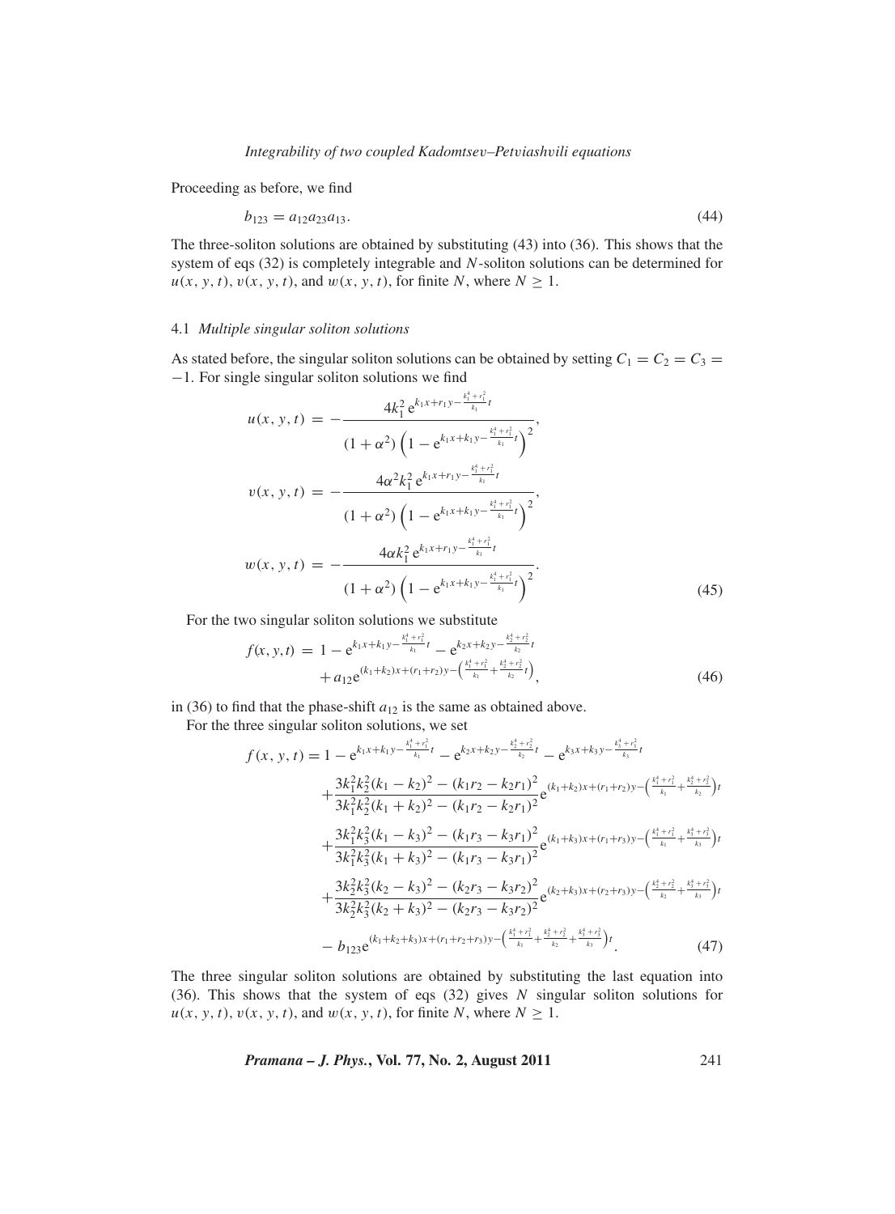Proceeding as before, we find

$$b_{123} = a_{12}a_{23}a_{13}. \tag{44}$$

The three-soliton solutions are obtained by substituting (43) into (36). This shows that the system of eqs (32) is completely integrable and $N$-soliton solutions can be determined for $u(x, y, t)$, $v(x, y, t)$, and $w(x, y, t)$, for finite $N$, where $N \geq 1$.

### 4.1 *Multiple singular soliton solutions*

As stated before, the singular soliton solutions can be obtained by setting $C_1 = C_2 = C_3 = -1$. For single singular soliton solutions we find

$$
\begin{aligned}
u(x, y, t) &= -\frac{4k_1^2\, e^{k_1x+r_1y-\frac{k_1^4+r_1^2}{k_1}t}}{(1+\alpha^2)\left(1-e^{k_1x+k_1y-\frac{k_1^4+r_1^2}{k_1}t}\right)^2},\\
v(x, y, t) &= -\frac{4\alpha^2k_1^2\, e^{k_1x+r_1y-\frac{k_1^4+r_1^2}{k_1}t}}{(1+\alpha^2)\left(1-e^{k_1x+k_1y-\frac{k_1^4+r_1^2}{k_1}t}\right)^2},\\
w(x, y, t) &= -\frac{4\alpha k_1^2\, e^{k_1x+r_1y-\frac{k_1^4+r_1^2}{k_1}t}}{(1+\alpha^2)\left(1-e^{k_1x+k_1y-\frac{k_1^4+r_1^2}{k_1}t}\right)^2}.
\end{aligned} \tag{45}
$$

For the two singular soliton solutions we substitute

$$
\begin{aligned}
f(x, y, t) = {} & 1 - e^{k_1x+k_1y-\frac{k_1^4+r_1^2}{k_1}t} - e^{k_2x+k_2y-\frac{k_2^4+r_2^2}{k_2}t}\\
& + a_{12}e^{(k_1+k_2)x+(r_1+r_2)y-\left(\frac{k_1^4+r_1^2}{k_1}+\frac{k_2^4+r_2^2}{k_2}t\right)},
\end{aligned} \tag{46}
$$

in (36) to find that the phase-shift $a_{12}$ is the same as obtained above.

For the three singular soliton solutions, we set

$$
\begin{aligned}
f(x, y, t) = {} & 1 - e^{k_1x+k_1y-\frac{k_1^4+r_1^2}{k_1}t} - e^{k_2x+k_2y-\frac{k_2^4+r_2^2}{k_2}t} - e^{k_3x+k_3y-\frac{k_3^4+r_3^2}{k_3}t}\\
& + \frac{3k_1^2k_2^2(k_1-k_2)^2-(k_1r_2-k_2r_1)^2}{3k_1^2k_2^2(k_1+k_2)^2-(k_1r_2-k_2r_1)^2}e^{(k_1+k_2)x+(r_1+r_2)y-\left(\frac{k_1^4+r_1^2}{k_1}+\frac{k_2^4+r_2^2}{k_2}\right)t}\\
& + \frac{3k_1^2k_3^2(k_1-k_3)^2-(k_1r_3-k_3r_1)^2}{3k_1^2k_3^2(k_1+k_3)^2-(k_1r_3-k_3r_1)^2}e^{(k_1+k_3)x+(r_1+r_3)y-\left(\frac{k_1^4+r_1^2}{k_1}+\frac{k_3^4+r_3^2}{k_3}\right)t}\\
& + \frac{3k_2^2k_3^2(k_2-k_3)^2-(k_2r_3-k_3r_2)^2}{3k_2^2k_3^2(k_2+k_3)^2-(k_2r_3-k_3r_2)^2}e^{(k_2+k_3)x+(r_2+r_3)y-\left(\frac{k_2^4+r_2^2}{k_2}+\frac{k_3^4+r_3^2}{k_3}\right)t}\\
& - b_{123}e^{(k_1+k_2+k_3)x+(r_1+r_2+r_3)y-\left(\frac{k_1^4+r_1^2}{k_1}+\frac{k_2^4+r_2^2}{k_2}+\frac{k_3^4+r_3^2}{k_3}\right)t}.
\end{aligned} \tag{47}
$$

The three singular soliton solutions are obtained by substituting the last equation into (36). This shows that the system of eqs (32) gives $N$ singular soliton solutions for $u(x, y, t)$, $v(x, y, t)$, and $w(x, y, t)$, for finite $N$, where $N \geq 1$.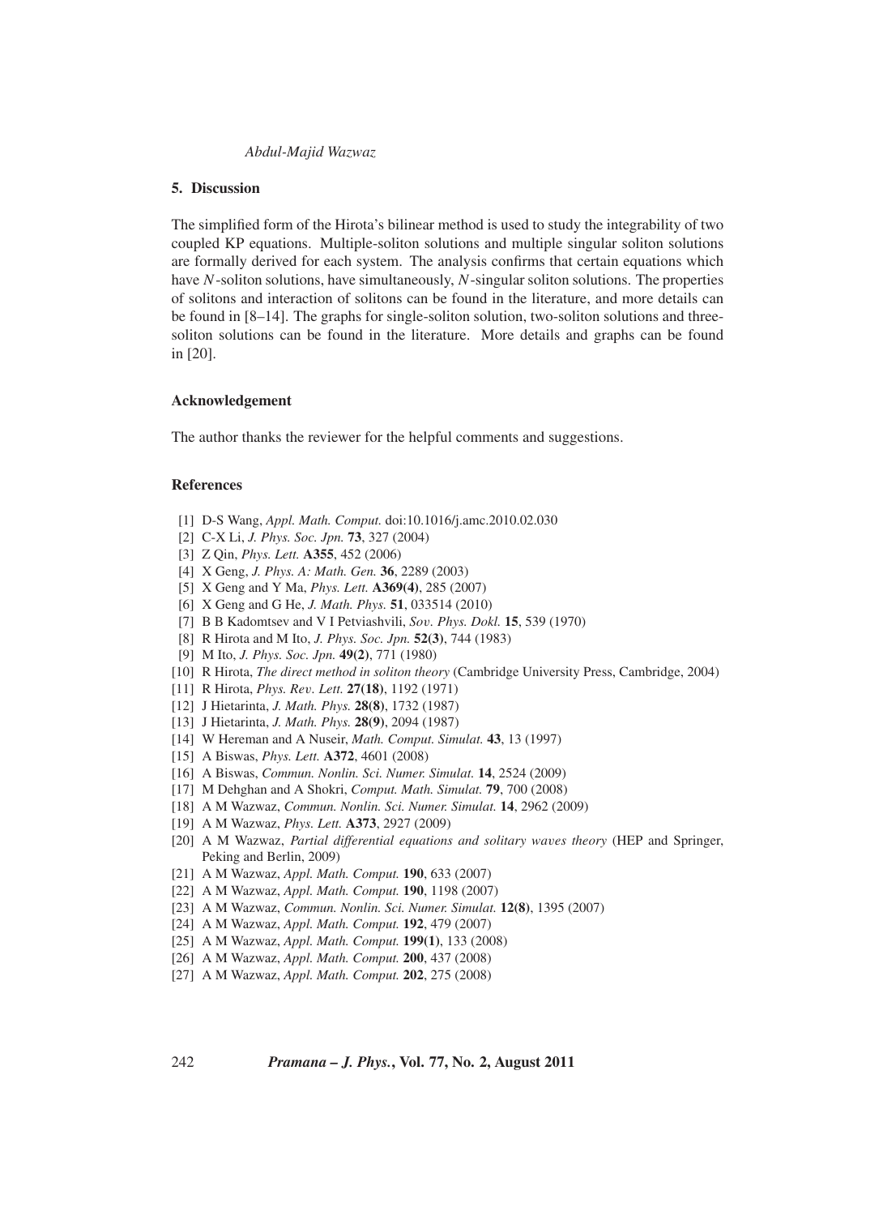## 5. Discussion

The simplified form of the Hirota's bilinear method is used to study the integrability of two coupled KP equations. Multiple-soliton solutions and multiple singular soliton solutions are formally derived for each system. The analysis confirms that certain equations which have $N$-soliton solutions, have simultaneously, $N$-singular soliton solutions. The properties of solitons and interaction of solitons can be found in the literature, and more details can be found in [8–14]. The graphs for single-soliton solution, two-soliton solutions and three-soliton solutions can be found in the literature. More details and graphs can be found in [20].

### Acknowledgement

The author thanks the reviewer for the helpful comments and suggestions.

### References

[1] D-S Wang, *Appl. Math. Comput.* doi:10.1016/j.amc.2010.02.030
[2] C-X Li, *J. Phys. Soc. Jpn.* **73**, 327 (2004)
[3] Z Qin, *Phys. Lett.* **A355**, 452 (2006)
[4] X Geng, *J. Phys. A: Math. Gen.* **36**, 2289 (2003)
[5] X Geng and Y Ma, *Phys. Lett.* **A369(4)**, 285 (2007)
[6] X Geng and G He, *J. Math. Phys.* **51**, 033514 (2010)
[7] B B Kadomtsev and V I Petviashvili, *Sov. Phys. Dokl.* **15**, 539 (1970)
[8] R Hirota and M Ito, *J. Phys. Soc. Jpn.* **52(3)**, 744 (1983)
[9] M Ito, *J. Phys. Soc. Jpn.* **49(2)**, 771 (1980)
[10] R Hirota, *The direct method in soliton theory* (Cambridge University Press, Cambridge, 2004)
[11] R Hirota, *Phys. Rev. Lett.* **27(18)**, 1192 (1971)
[12] J Hietarinta, *J. Math. Phys.* **28(8)**, 1732 (1987)
[13] J Hietarinta, *J. Math. Phys.* **28(9)**, 2094 (1987)
[14] W Hereman and A Nuseir, *Math. Comput. Simulat.* **43**, 13 (1997)
[15] A Biswas, *Phys. Lett.* **A372**, 4601 (2008)
[16] A Biswas, *Commun. Nonlin. Sci. Numer. Simulat.* **14**, 2524 (2009)
[17] M Dehghan and A Shokri, *Comput. Math. Simulat.* **79**, 700 (2008)
[18] A M Wazwaz, *Commun. Nonlin. Sci. Numer. Simulat.* **14**, 2962 (2009)
[19] A M Wazwaz, *Phys. Lett.* **A373**, 2927 (2009)
[20] A M Wazwaz, *Partial differential equations and solitary waves theory* (HEP and Springer, Peking and Berlin, 2009)
[21] A M Wazwaz, *Appl. Math. Comput.* **190**, 633 (2007)
[22] A M Wazwaz, *Appl. Math. Comput.* **190**, 1198 (2007)
[23] A M Wazwaz, *Commun. Nonlin. Sci. Numer. Simulat.* **12(8)**, 1395 (2007)
[24] A M Wazwaz, *Appl. Math. Comput.* **192**, 479 (2007)
[25] A M Wazwaz, *Appl. Math. Comput.* **199(1)**, 133 (2008)
[26] A M Wazwaz, *Appl. Math. Comput.* **200**, 437 (2008)
[27] A M Wazwaz, *Appl. Math. Comput.* **202**, 275 (2008)